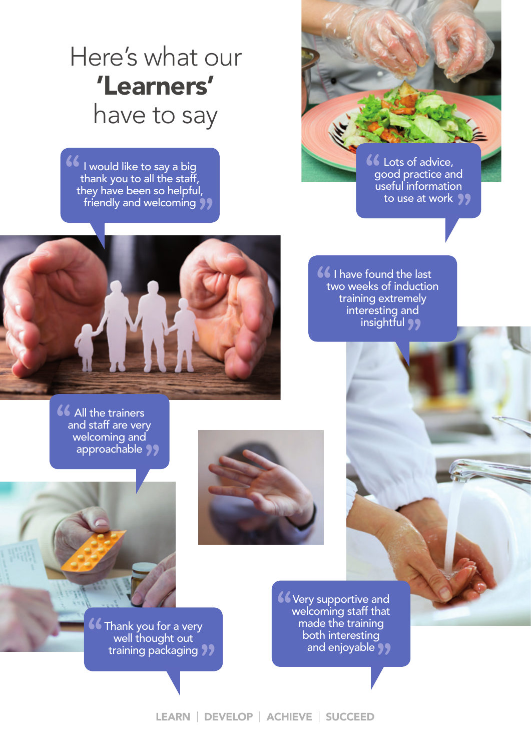# Here's what our **'Learners'** have to say

> "I would like to say a big thank you to all the staff, they have been so helpful, friendly and welcoming"

> "Lots of advice, good practice and useful information to use at work"

> "I have found the last two weeks of induction training extremely interesting and insightful"

> "All the trainers and staff are very welcoming and approachable"

> "Very supportive and welcoming staff that made the training both interesting and enjoyable"

> "Thank you for a very well thought out training packaging"

LEARN | DEVELOP | ACHIEVE | SUCCEED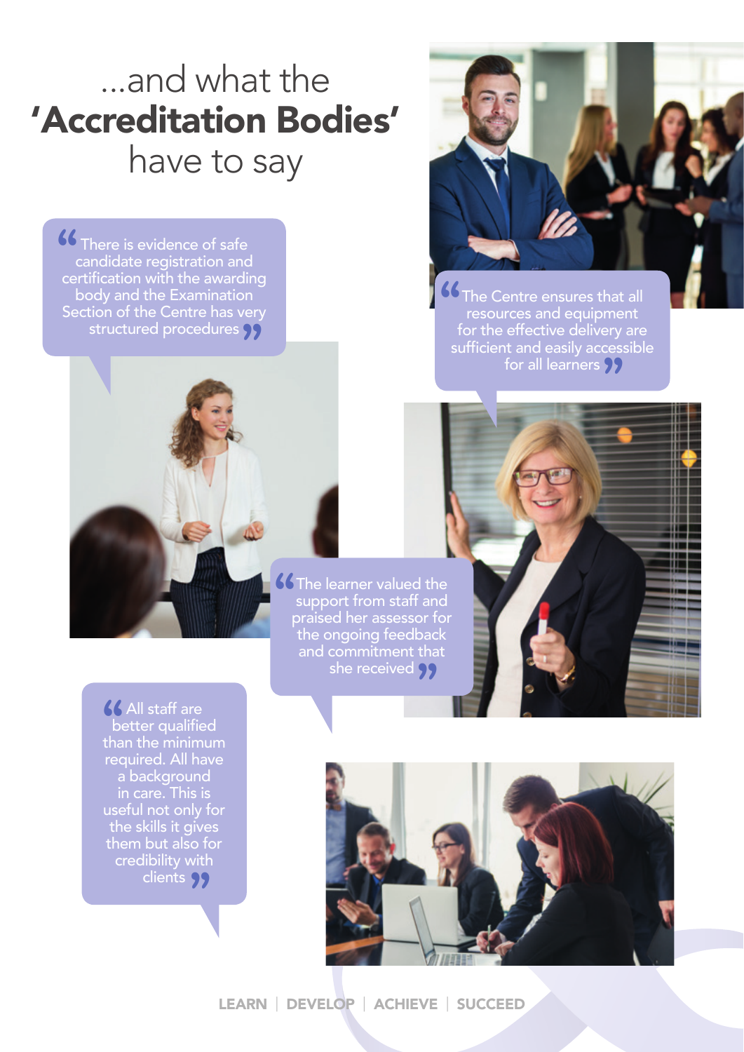# ...and what the **'Accreditation Bodies'** have to say

> "There is evidence of safe candidate registration and certification with the awarding body and the Examination Section of the Centre has very structured procedures"

> "The Centre ensures that all resources and equipment for the effective delivery are sufficient and easily accessible for all learners"

> "The learner valued the support from staff and praised her assessor for the ongoing feedback and commitment that she received"

> "All staff are better qualified than the minimum required. All have a background in care. This is useful not only for the skills it gives them but also for credibility with clients"

LEARN | DEVELOP | ACHIEVE | SUCCEED